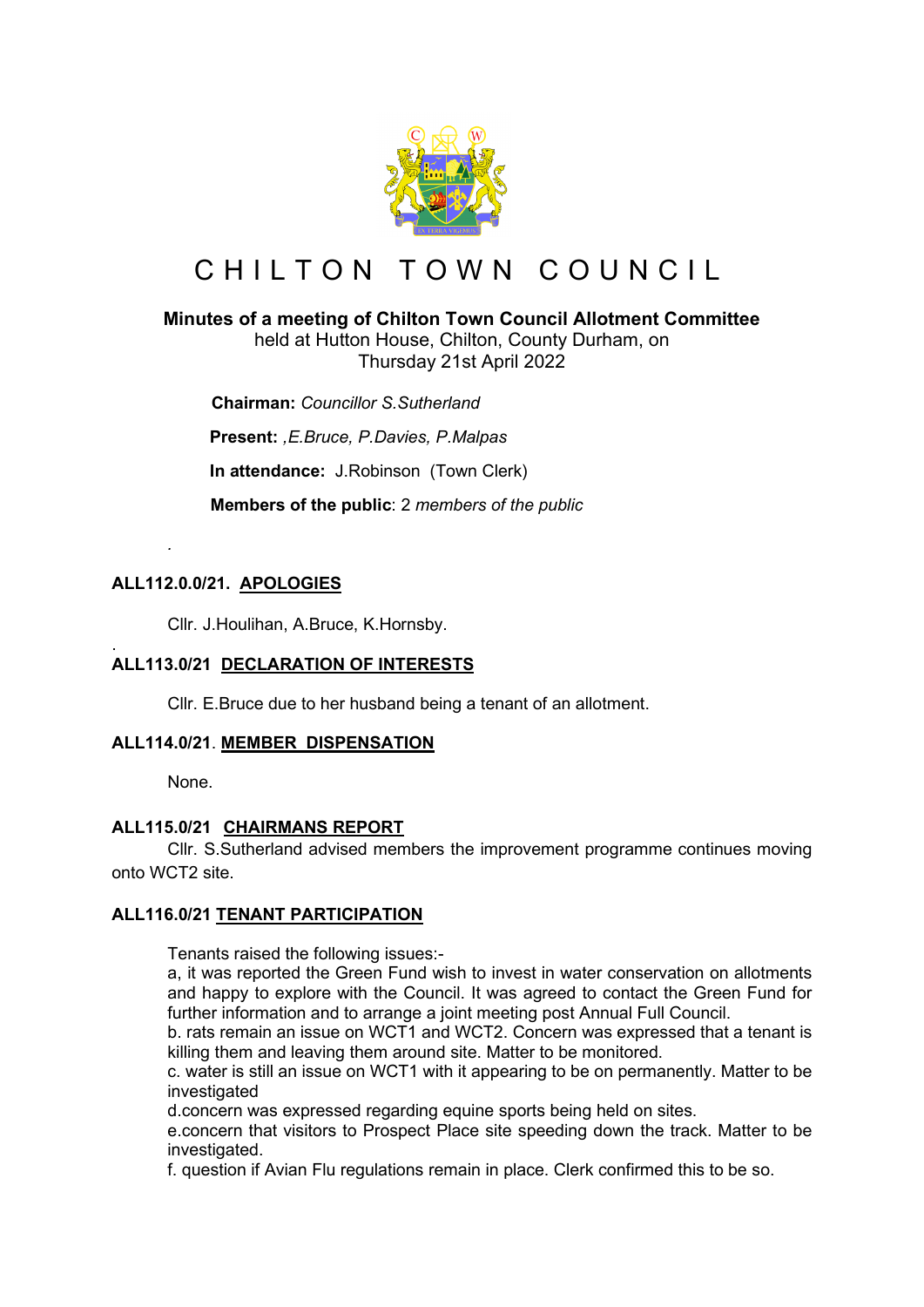# CHILTON TOWN COUNCIL

**Minutes of a meeting of Chilton Town Council Allotment Committee**
held at Hutton House, Chilton, County Durham, on
Thursday 21st April 2022

**Chairman:** *Councillor S.Sutherland*

**Present:** *,E.Bruce, P.Davies, P.Malpas*

**In attendance:** J.Robinson (Town Clerk)

**Members of the public**: 2 *members of the public*

.

### ALL112.0.0/21. APOLOGIES

Cllr. J.Houlihan, A.Bruce, K.Hornsby.

.

### ALL113.0/21 DECLARATION OF INTERESTS

Cllr. E.Bruce due to her husband being a tenant of an allotment.

### ALL114.0/21. MEMBER DISPENSATION

None.

### ALL115.0/21 CHAIRMANS REPORT

Cllr. S.Sutherland advised members the improvement programme continues moving onto WCT2 site.

### ALL116.0/21 TENANT PARTICIPATION

Tenants raised the following issues:-

a, it was reported the Green Fund wish to invest in water conservation on allotments and happy to explore with the Council. It was agreed to contact the Green Fund for further information and to arrange a joint meeting post Annual Full Council.

b. rats remain an issue on WCT1 and WCT2. Concern was expressed that a tenant is killing them and leaving them around site. Matter to be monitored.

c. water is still an issue on WCT1 with it appearing to be on permanently. Matter to be investigated

d.concern was expressed regarding equine sports being held on sites.

e.concern that visitors to Prospect Place site speeding down the track. Matter to be investigated.

f. question if Avian Flu regulations remain in place. Clerk confirmed this to be so.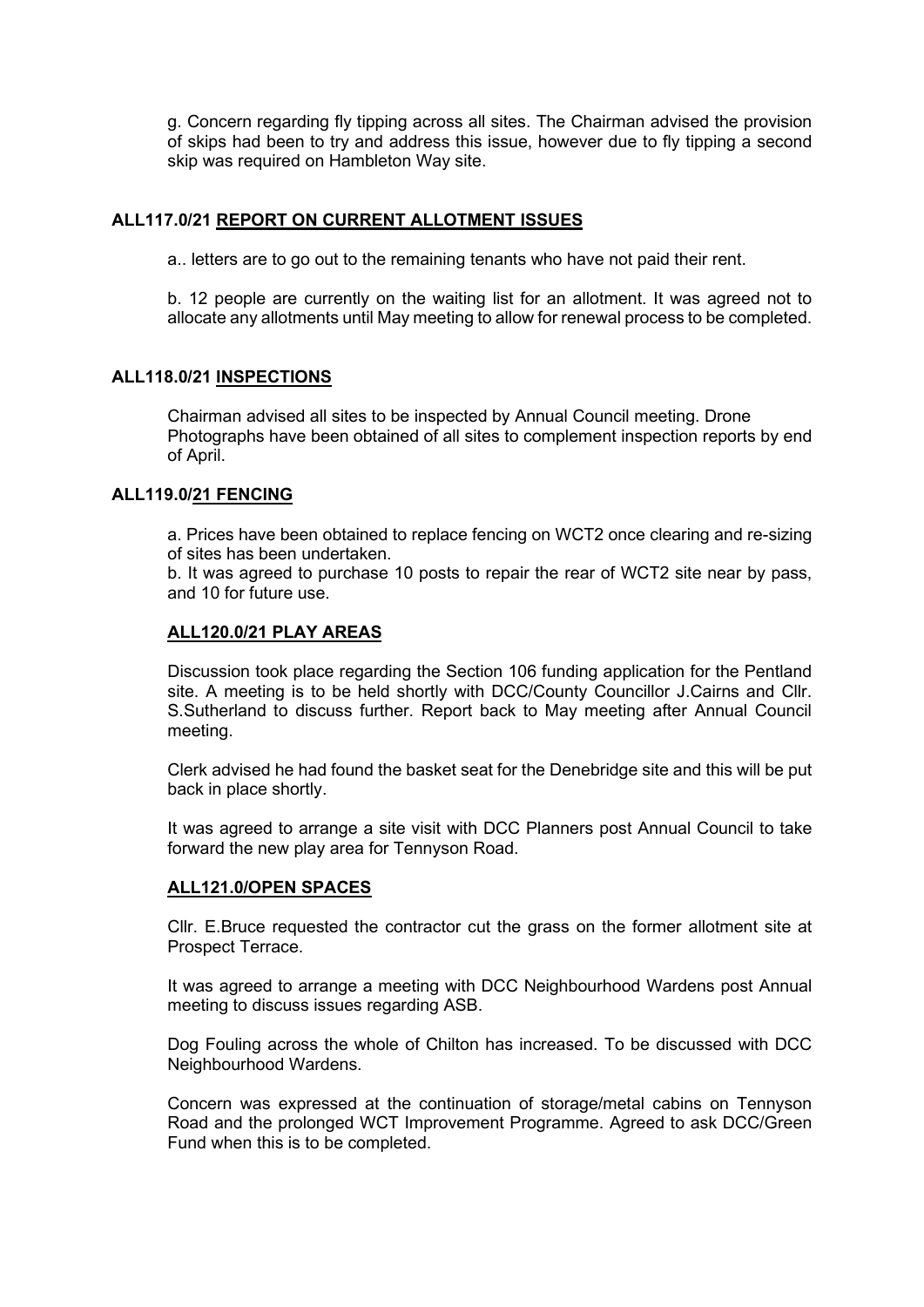g. Concern regarding fly tipping across all sites. The Chairman advised the provision of skips had been to try and address this issue, however due to fly tipping a second skip was required on Hambleton Way site.

**ALL117.0/21 <u>REPORT ON CURRENT ALLOTMENT ISSUES</u>**

a.. letters are to go out to the remaining tenants who have not paid their rent.

b. 12 people are currently on the waiting list for an allotment. It was agreed not to allocate any allotments until May meeting to allow for renewal process to be completed.

**ALL118.0/21 <u>INSPECTIONS</u>**

Chairman advised all sites to be inspected by Annual Council meeting. Drone Photographs have been obtained of all sites to complement inspection reports by end of April.

**ALL119.0/<u>21 FENCING</u>**

a. Prices have been obtained to replace fencing on WCT2 once clearing and re-sizing of sites has been undertaken.
b. It was agreed to purchase 10 posts to repair the rear of WCT2 site near by pass, and 10 for future use.

**<u>ALL120.0/21 PLAY AREAS</u>**

Discussion took place regarding the Section 106 funding application for the Pentland site. A meeting is to be held shortly with DCC/County Councillor J.Cairns and Cllr. S.Sutherland to discuss further. Report back to May meeting after Annual Council meeting.

Clerk advised he had found the basket seat for the Denebridge site and this will be put back in place shortly.

It was agreed to arrange a site visit with DCC Planners post Annual Council to take forward the new play area for Tennyson Road.

**<u>ALL121.0/OPEN SPACES</u>**

Cllr. E.Bruce requested the contractor cut the grass on the former allotment site at Prospect Terrace.

It was agreed to arrange a meeting with DCC Neighbourhood Wardens post Annual meeting to discuss issues regarding ASB.

Dog Fouling across the whole of Chilton has increased. To be discussed with DCC Neighbourhood Wardens.

Concern was expressed at the continuation of storage/metal cabins on Tennyson Road and the prolonged WCT Improvement Programme. Agreed to ask DCC/Green Fund when this is to be completed.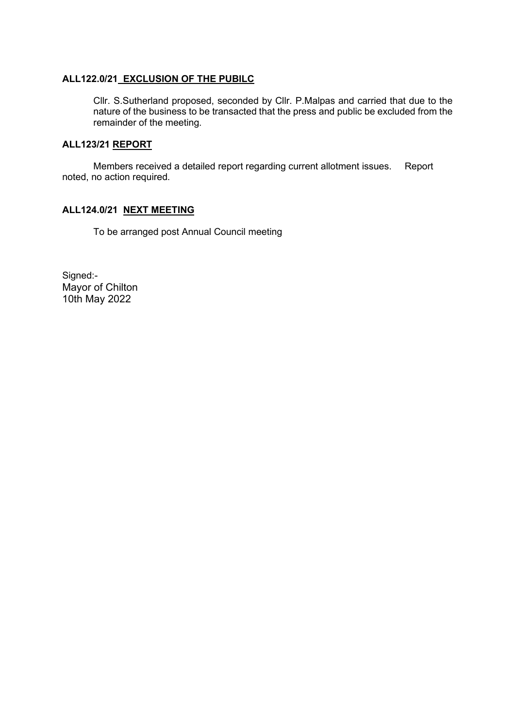**ALL122.0/21 EXCLUSION OF THE PUBILC**

Cllr. S.Sutherland proposed, seconded by Cllr. P.Malpas and carried that due to the nature of the business to be transacted that the press and public be excluded from the remainder of the meeting.

**ALL123/21 REPORT**

Members received a detailed report regarding current allotment issues. Report noted, no action required.

**ALL124.0/21 NEXT MEETING**

To be arranged post Annual Council meeting

Signed:-
Mayor of Chilton
10th May 2022